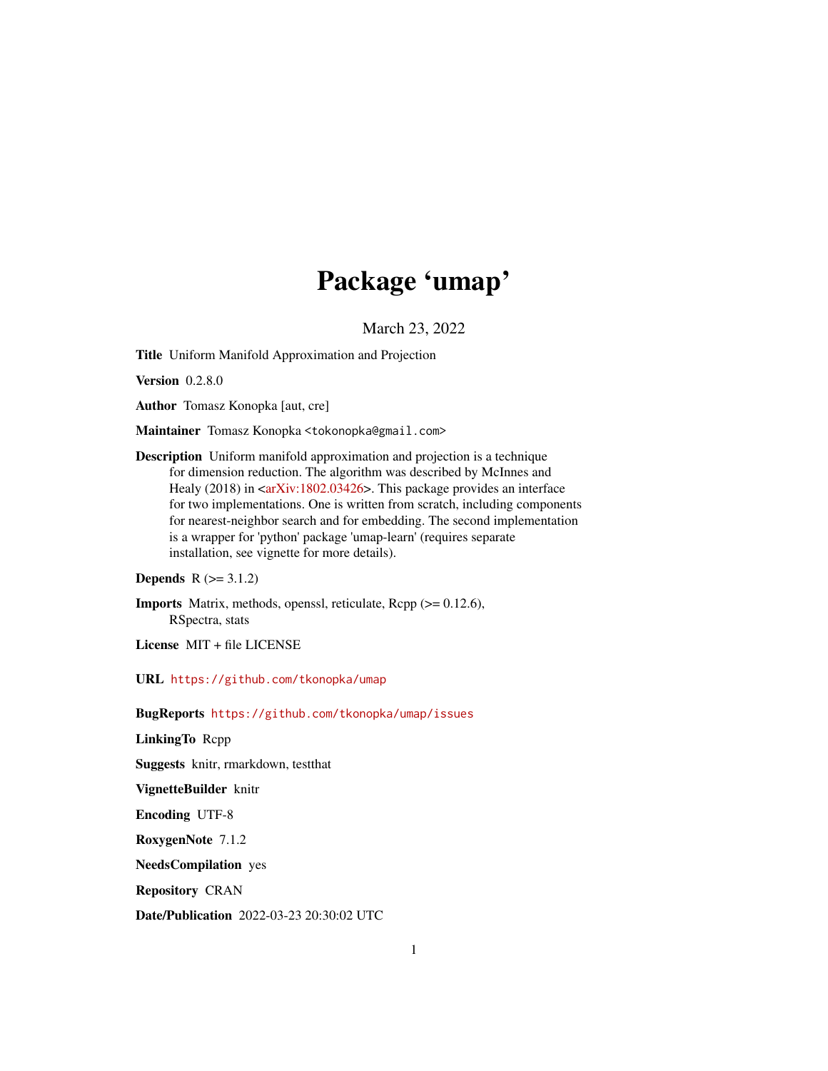# Package 'umap'

March 23, 2022

**Title** Uniform Manifold Approximation and Projection

**Version** 0.2.8.0

**Author** Tomasz Konopka [aut, cre]

**Maintainer** Tomasz Konopka <tokonopka@gmail.com>

**Description** Uniform manifold approximation and projection is a technique for dimension reduction. The algorithm was described by McInnes and Healy (2018) in <arXiv:1802.03426>. This package provides an interface for two implementations. One is written from scratch, including components for nearest-neighbor search and for embedding. The second implementation is a wrapper for 'python' package 'umap-learn' (requires separate installation, see vignette for more details).

**Depends** R (>= 3.1.2)

**Imports** Matrix, methods, openssl, reticulate, Rcpp (>= 0.12.6), RSpectra, stats

**License** MIT + file LICENSE

**URL** https://github.com/tkonopka/umap

**BugReports** https://github.com/tkonopka/umap/issues

**LinkingTo** Rcpp

**Suggests** knitr, rmarkdown, testthat

**VignetteBuilder** knitr

**Encoding** UTF-8

**RoxygenNote** 7.1.2

**NeedsCompilation** yes

**Repository** CRAN

**Date/Publication** 2022-03-23 20:30:02 UTC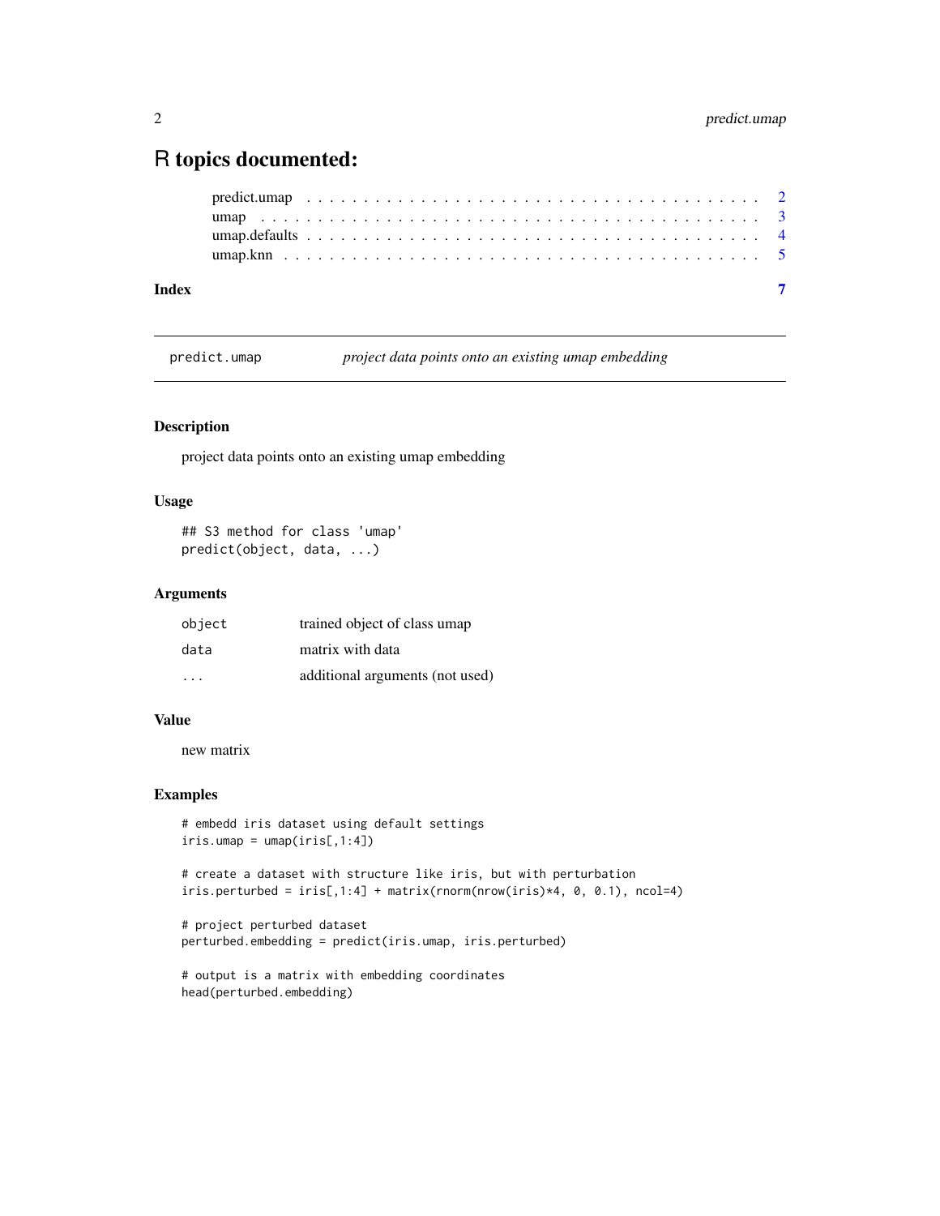# R topics documented:

predict.umap . . . . . . . . . . . . . . . . . . . . . . . . . . . . . . . . . . . . . 2
umap . . . . . . . . . . . . . . . . . . . . . . . . . . . . . . . . . . . . . . . . . . 3
umap.defaults . . . . . . . . . . . . . . . . . . . . . . . . . . . . . . . . . . . . . 4
umap.knn . . . . . . . . . . . . . . . . . . . . . . . . . . . . . . . . . . . . . . . 5

**Index** **7**

---

`predict.umap` *project data points onto an existing umap embedding*

---

## Description

project data points onto an existing umap embedding

## Usage

```
## S3 method for class 'umap'
predict(object, data, ...)
```

## Arguments

| | |
|---|---|
| `object` | trained object of class umap |
| `data` | matrix with data |
| `...` | additional arguments (not used) |

## Value

new matrix

## Examples

```
# embedd iris dataset using default settings
iris.umap = umap(iris[,1:4])

# create a dataset with structure like iris, but with perturbation
iris.perturbed = iris[,1:4] + matrix(rnorm(nrow(iris)*4, 0, 0.1), ncol=4)

# project perturbed dataset
perturbed.embedding = predict(iris.umap, iris.perturbed)

# output is a matrix with embedding coordinates
head(perturbed.embedding)
```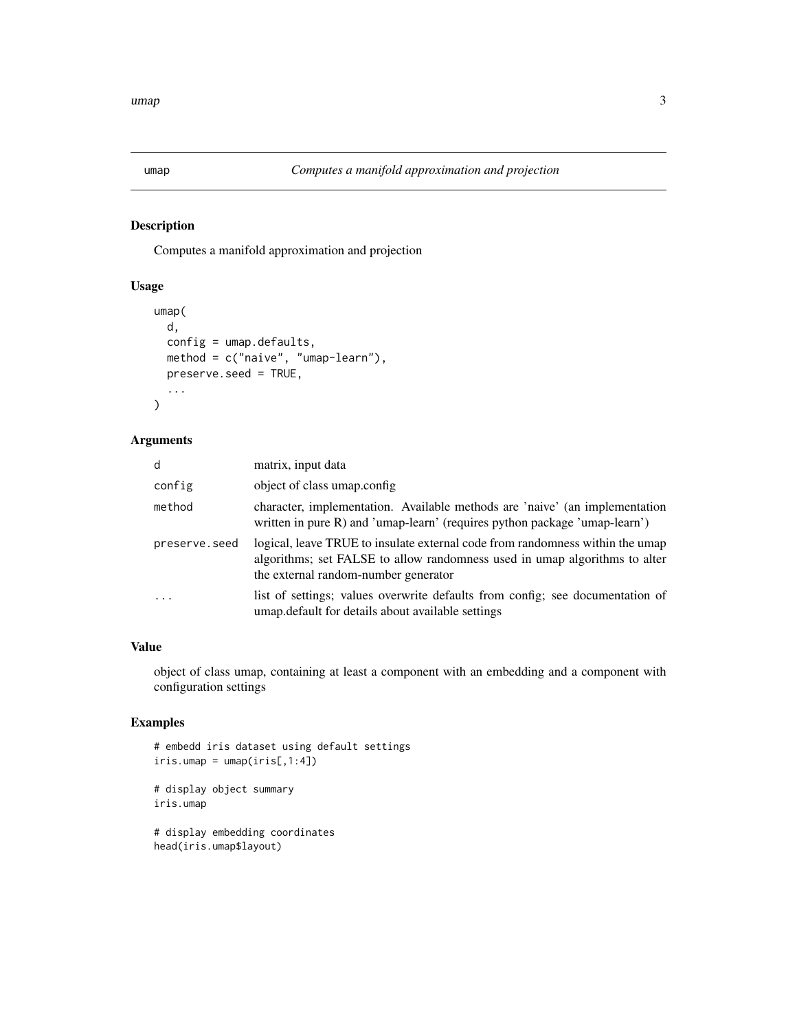umap *Computes a manifold approximation and projection*

## Description

Computes a manifold approximation and projection

## Usage

```
umap(
  d,
  config = umap.defaults,
  method = c("naive", "umap-learn"),
  preserve.seed = TRUE,
  ...
)
```

## Arguments

| | |
|---|---|
| d | matrix, input data |
| config | object of class umap.config |
| method | character, implementation. Available methods are 'naive' (an implementation written in pure R) and 'umap-learn' (requires python package 'umap-learn') |
| preserve.seed | logical, leave TRUE to insulate external code from randomness within the umap algorithms; set FALSE to allow randomness used in umap algorithms to alter the external random-number generator |
| ... | list of settings; values overwrite defaults from config; see documentation of umap.default for details about available settings |

## Value

object of class umap, containing at least a component with an embedding and a component with configuration settings

## Examples

```
# embedd iris dataset using default settings
iris.umap = umap(iris[,1:4])

# display object summary
iris.umap

# display embedding coordinates
head(iris.umap$layout)
```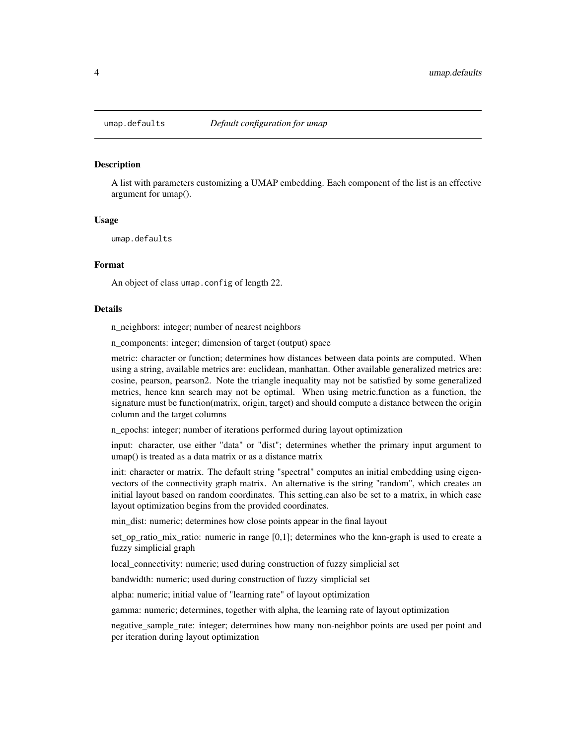`umap.defaults` *Default configuration for umap*

### Description

A list with parameters customizing a UMAP embedding. Each component of the list is an effective argument for umap().

### Usage

```
umap.defaults
```

### Format

An object of class `umap.config` of length 22.

### Details

n_neighbors: integer; number of nearest neighbors

n_components: integer; dimension of target (output) space

metric: character or function; determines how distances between data points are computed. When using a string, available metrics are: euclidean, manhattan. Other available generalized metrics are: cosine, pearson, pearson2. Note the triangle inequality may not be satisfied by some generalized metrics, hence knn search may not be optimal. When using metric.function as a function, the signature must be function(matrix, origin, target) and should compute a distance between the origin column and the target columns

n_epochs: integer; number of iterations performed during layout optimization

input: character, use either "data" or "dist"; determines whether the primary input argument to umap() is treated as a data matrix or as a distance matrix

init: character or matrix. The default string "spectral" computes an initial embedding using eigenvectors of the connectivity graph matrix. An alternative is the string "random", which creates an initial layout based on random coordinates. This setting.can also be set to a matrix, in which case layout optimization begins from the provided coordinates.

min_dist: numeric; determines how close points appear in the final layout

set_op_ratio_mix_ratio: numeric in range [0,1]; determines who the knn-graph is used to create a fuzzy simplicial graph

local_connectivity: numeric; used during construction of fuzzy simplicial set

bandwidth: numeric; used during construction of fuzzy simplicial set

alpha: numeric; initial value of "learning rate" of layout optimization

gamma: numeric; determines, together with alpha, the learning rate of layout optimization

negative_sample_rate: integer; determines how many non-neighbor points are used per point and per iteration during layout optimization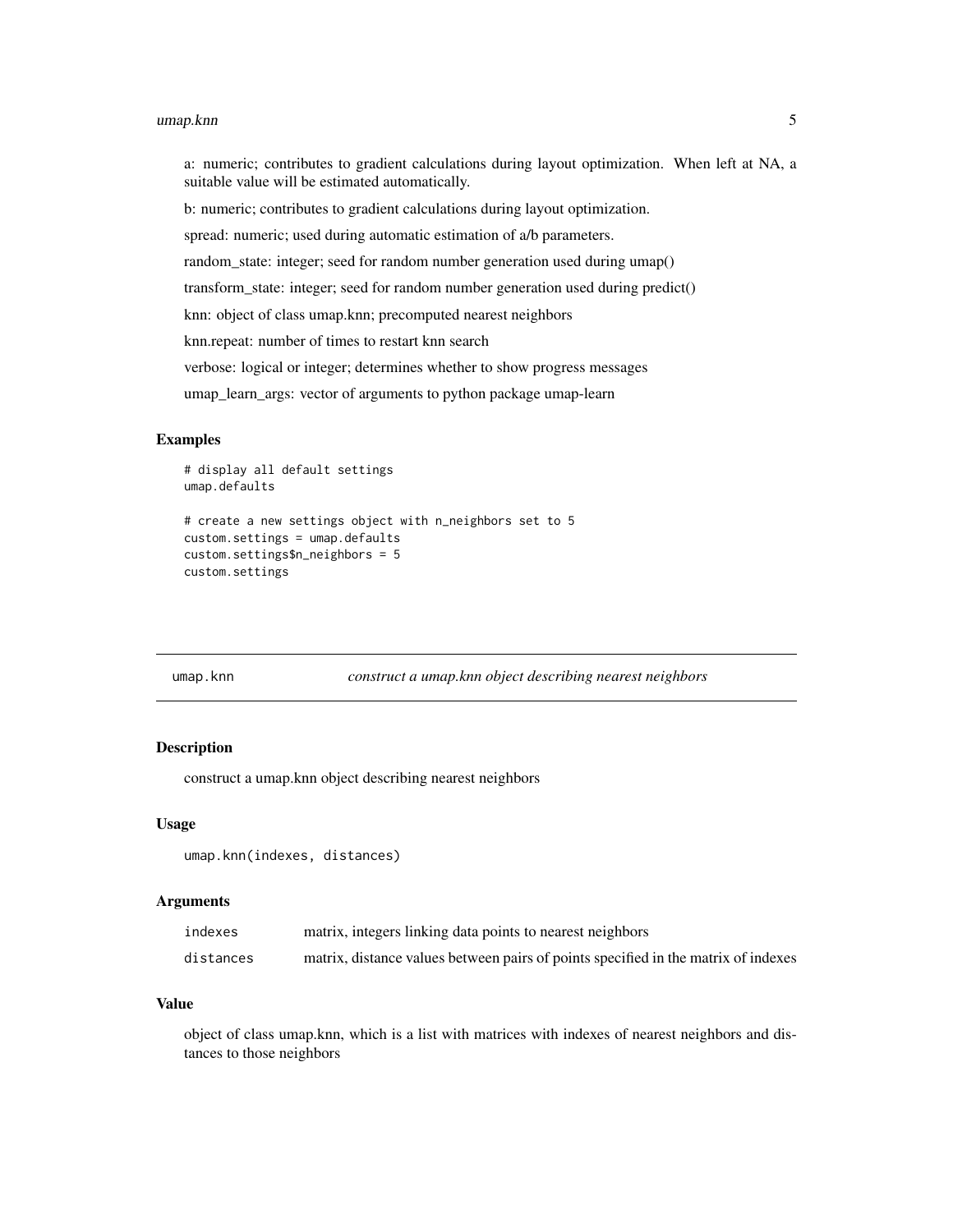a: numeric; contributes to gradient calculations during layout optimization. When left at NA, a suitable value will be estimated automatically.

b: numeric; contributes to gradient calculations during layout optimization.

spread: numeric; used during automatic estimation of a/b parameters.

random_state: integer; seed for random number generation used during umap()

transform_state: integer; seed for random number generation used during predict()

knn: object of class umap.knn; precomputed nearest neighbors

knn.repeat: number of times to restart knn search

verbose: logical or integer; determines whether to show progress messages

umap_learn_args: vector of arguments to python package umap-learn

### Examples

```
# display all default settings
umap.defaults

# create a new settings object with n_neighbors set to 5
custom.settings = umap.defaults
custom.settings$n_neighbors = 5
custom.settings
```

---

## umap.knn — *construct a umap.knn object describing nearest neighbors*

### Description

construct a umap.knn object describing nearest neighbors

### Usage

```
umap.knn(indexes, distances)
```

### Arguments

| | |
|---|---|
| `indexes` | matrix, integers linking data points to nearest neighbors |
| `distances` | matrix, distance values between pairs of points specified in the matrix of indexes |

### Value

object of class umap.knn, which is a list with matrices with indexes of nearest neighbors and distances to those neighbors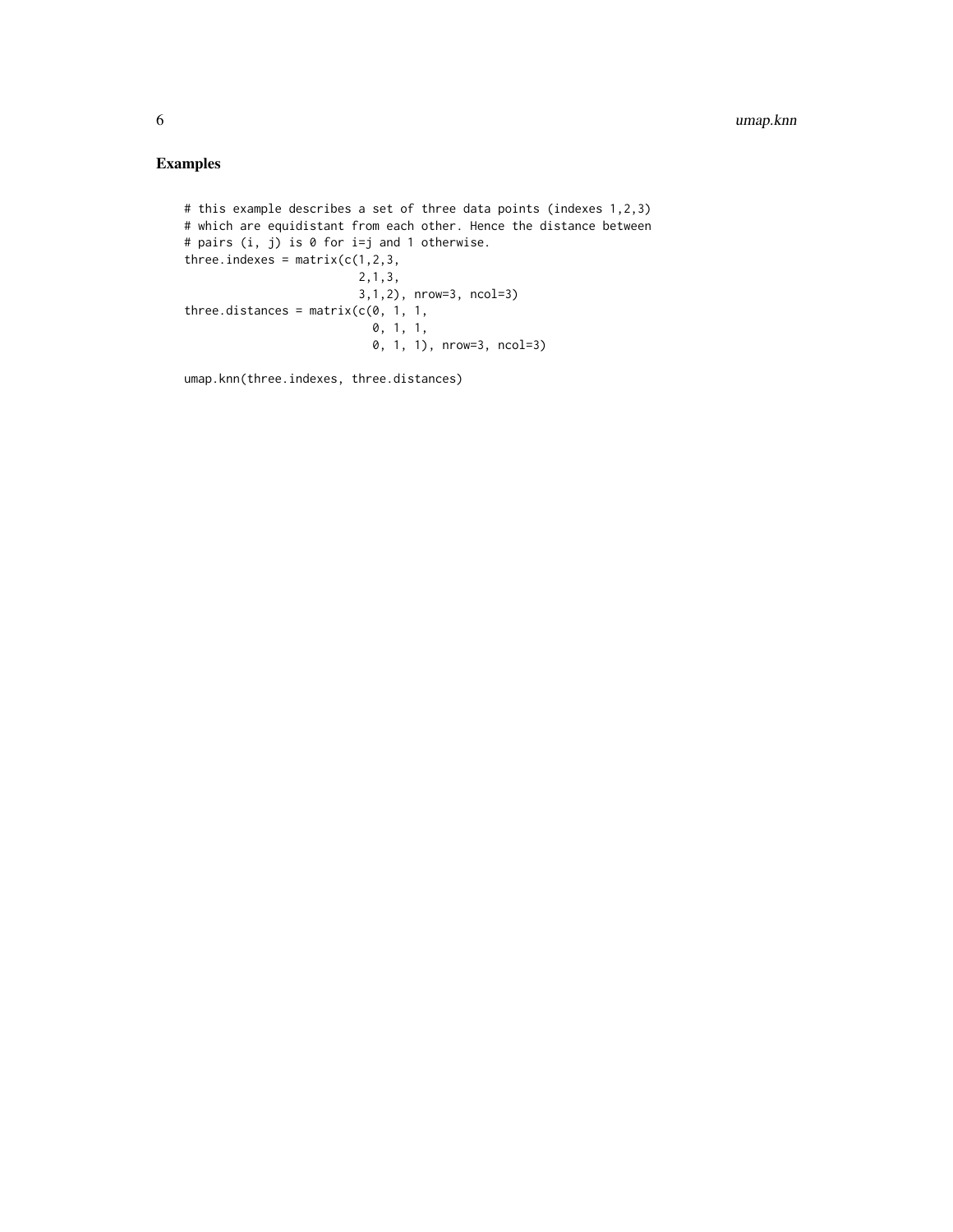## Examples

```
# this example describes a set of three data points (indexes 1,2,3)
# which are equidistant from each other. Hence the distance between
# pairs (i, j) is 0 for i=j and 1 otherwise.
three.indexes = matrix(c(1,2,3,
                         2,1,3,
                         3,1,2), nrow=3, ncol=3)
three.distances = matrix(c(0, 1, 1,
                           0, 1, 1,
                           0, 1, 1), nrow=3, ncol=3)

umap.knn(three.indexes, three.distances)
```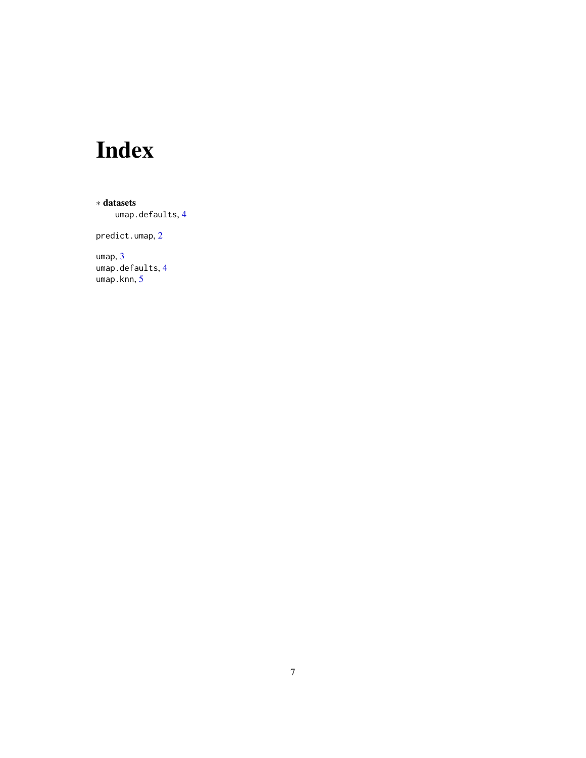# Index

∗ **datasets**
    umap.defaults, 4

predict.umap, 2

umap, 3
umap.defaults, 4
umap.knn, 5